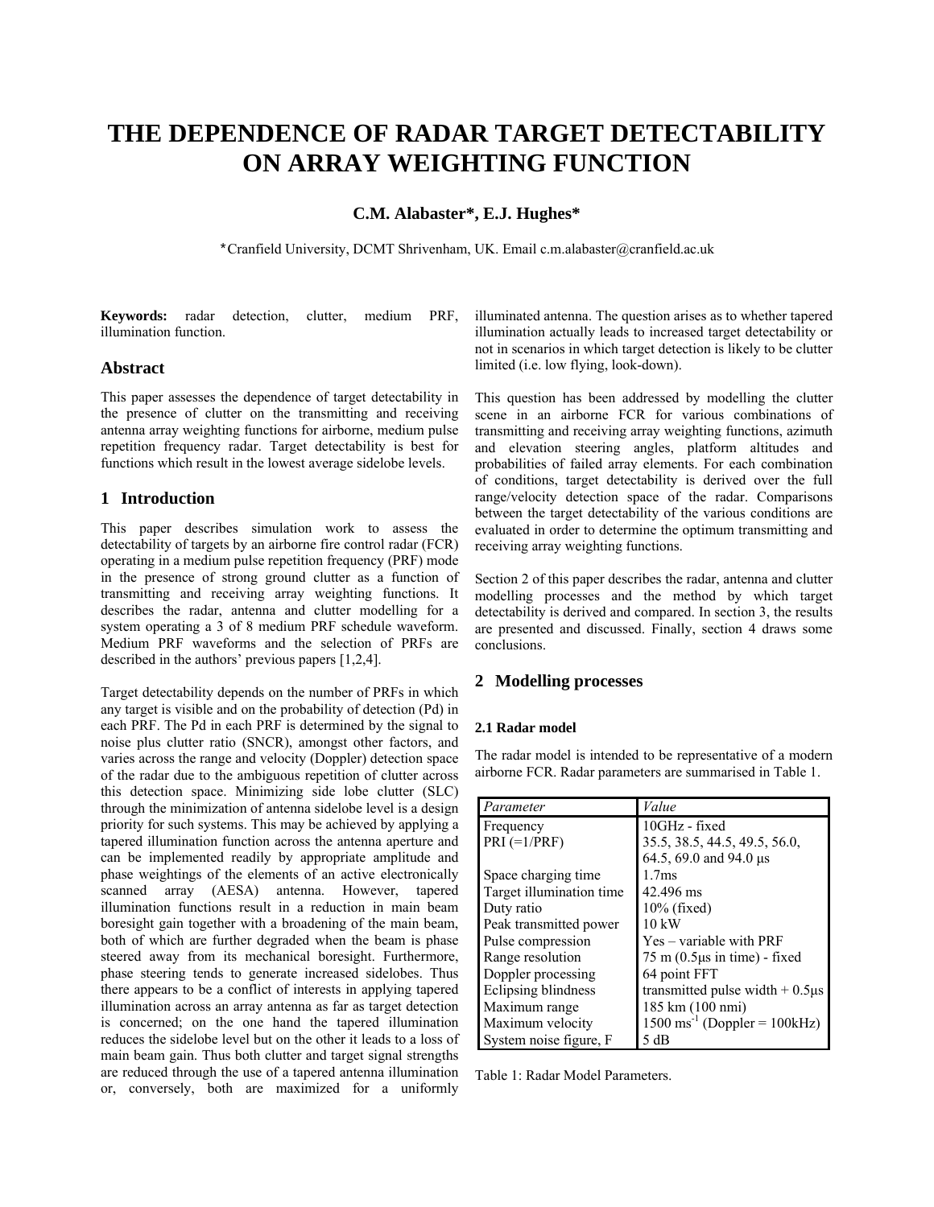# THE DEPENDENCE OF RADAR TARGET DETECTABILITY ON ARRAY WEIGHTING FUNCTION

**C.M. Alabaster*, E.J. Hughes***

*Cranfield University, DCMT Shrivenham, UK. Email c.m.alabaster@cranfield.ac.uk

**Keywords:** radar detection, clutter, medium PRF, illumination function.

## Abstract

This paper assesses the dependence of target detectability in the presence of clutter on the transmitting and receiving antenna array weighting functions for airborne, medium pulse repetition frequency radar. Target detectability is best for functions which result in the lowest average sidelobe levels.

## 1 Introduction

This paper describes simulation work to assess the detectability of targets by an airborne fire control radar (FCR) operating in a medium pulse repetition frequency (PRF) mode in the presence of strong ground clutter as a function of transmitting and receiving array weighting functions. It describes the radar, antenna and clutter modelling for a system operating a 3 of 8 medium PRF schedule waveform. Medium PRF waveforms and the selection of PRFs are described in the authors' previous papers [1,2,4].

Target detectability depends on the number of PRFs in which any target is visible and on the probability of detection (Pd) in each PRF. The Pd in each PRF is determined by the signal to noise plus clutter ratio (SNCR), amongst other factors, and varies across the range and velocity (Doppler) detection space of the radar due to the ambiguous repetition of clutter across this detection space. Minimizing side lobe clutter (SLC) through the minimization of antenna sidelobe level is a design priority for such systems. This may be achieved by applying a tapered illumination function across the antenna aperture and can be implemented readily by appropriate amplitude and phase weightings of the elements of an active electronically scanned array (AESA) antenna. However, tapered illumination functions result in a reduction in main beam boresight gain together with a broadening of the main beam, both of which are further degraded when the beam is phase steered away from its mechanical boresight. Furthermore, phase steering tends to generate increased sidelobes. Thus there appears to be a conflict of interests in applying tapered illumination across an array antenna as far as target detection is concerned; on the one hand the tapered illumination reduces the sidelobe level but on the other it leads to a loss of main beam gain. Thus both clutter and target signal strengths are reduced through the use of a tapered antenna illumination or, conversely, both are maximized for a uniformly illuminated antenna. The question arises as to whether tapered illumination actually leads to increased target detectability or not in scenarios in which target detection is likely to be clutter limited (i.e. low flying, look-down).

This question has been addressed by modelling the clutter scene in an airborne FCR for various combinations of transmitting and receiving array weighting functions, azimuth and elevation steering angles, platform altitudes and probabilities of failed array elements. For each combination of conditions, target detectability is derived over the full range/velocity detection space of the radar. Comparisons between the target detectability of the various conditions are evaluated in order to determine the optimum transmitting and receiving array weighting functions.

Section 2 of this paper describes the radar, antenna and clutter modelling processes and the method by which target detectability is derived and compared. In section 3, the results are presented and discussed. Finally, section 4 draws some conclusions.

## 2 Modelling processes

### 2.1 Radar model

The radar model is intended to be representative of a modern airborne FCR. Radar parameters are summarised in Table 1.

| *Parameter* | *Value* |
|---|---|
| Frequency | 10GHz - fixed |
| PRI (=1/PRF) | 35.5, 38.5, 44.5, 49.5, 56.0, 64.5, 69.0 and 94.0 μs |
| Space charging time | 1.7ms |
| Target illumination time | 42.496 ms |
| Duty ratio | 10% (fixed) |
| Peak transmitted power | 10 kW |
| Pulse compression | Yes – variable with PRF |
| Range resolution | 75 m (0.5μs in time) - fixed |
| Doppler processing | 64 point FFT |
| Eclipsing blindness | transmitted pulse width + 0.5μs |
| Maximum range | 185 km (100 nmi) |
| Maximum velocity | 1500 ms$^{-1}$ (Doppler = 100kHz) |
| System noise figure, F | 5 dB |

Table 1: Radar Model Parameters.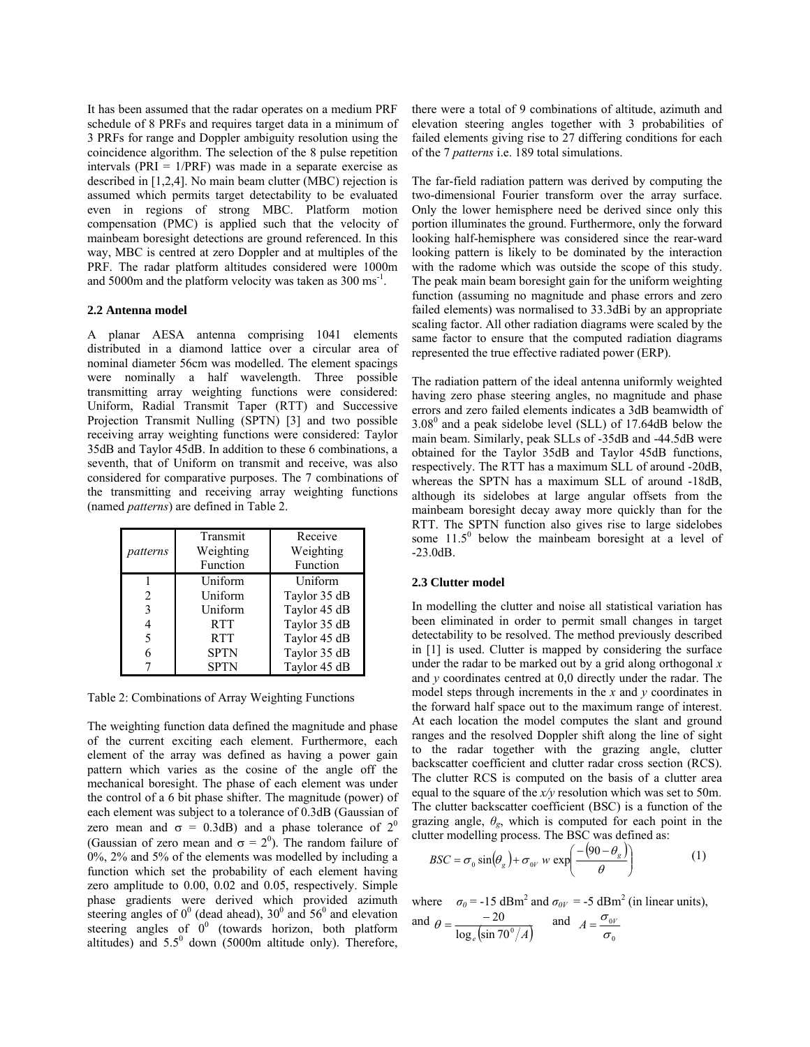It has been assumed that the radar operates on a medium PRF schedule of 8 PRFs and requires target data in a minimum of 3 PRFs for range and Doppler ambiguity resolution using the coincidence algorithm. The selection of the 8 pulse repetition intervals (PRI = 1/PRF) was made in a separate exercise as described in [1,2,4]. No main beam clutter (MBC) rejection is assumed which permits target detectability to be evaluated even in regions of strong MBC. Platform motion compensation (PMC) is applied such that the velocity of mainbeam boresight detections are ground referenced. In this way, MBC is centred at zero Doppler and at multiples of the PRF. The radar platform altitudes considered were 1000m and 5000m and the platform velocity was taken as 300 $ms^{-1}$.

### 2.2 Antenna model

A planar AESA antenna comprising 1041 elements distributed in a diamond lattice over a circular area of nominal diameter 56cm was modelled. The element spacings were nominally a half wavelength. Three possible transmitting array weighting functions were considered: Uniform, Radial Transmit Taper (RTT) and Successive Projection Transmit Nulling (SPTN) [3] and two possible receiving array weighting functions were considered: Taylor 35dB and Taylor 45dB. In addition to these 6 combinations, a seventh, that of Uniform on transmit and receive, was also considered for comparative purposes. The 7 combinations of the transmitting and receiving array weighting functions (named *patterns*) are defined in Table 2.

| *patterns* | Transmit Weighting Function | Receive Weighting Function |
|---|---|---|
| 1 | Uniform | Uniform |
| 2 | Uniform | Taylor 35 dB |
| 3 | Uniform | Taylor 45 dB |
| 4 | RTT | Taylor 35 dB |
| 5 | RTT | Taylor 45 dB |
| 6 | SPTN | Taylor 35 dB |
| 7 | SPTN | Taylor 45 dB |

Table 2: Combinations of Array Weighting Functions

The weighting function data defined the magnitude and phase of the current exciting each element. Furthermore, each element of the array was defined as having a power gain pattern which varies as the cosine of the angle off the mechanical boresight. The phase of each element was under the control of a 6 bit phase shifter. The magnitude (power) of each element was subject to a tolerance of 0.3dB (Gaussian of zero mean and $\sigma$ = 0.3dB) and a phase tolerance of $2^0$ (Gaussian of zero mean and $\sigma = 2^0$). The random failure of 0%, 2% and 5% of the elements was modelled by including a function which set the probability of each element having zero amplitude to 0.00, 0.02 and 0.05, respectively. Simple phase gradients were derived which provided azimuth steering angles of $0^0$ (dead ahead), $30^0$ and $56^0$ and elevation steering angles of $0^0$ (towards horizon, both platform altitudes) and $5.5^0$ down (5000m altitude only). Therefore, there were a total of 9 combinations of altitude, azimuth and elevation steering angles together with 3 probabilities of failed elements giving rise to 27 differing conditions for each of the 7 *patterns* i.e. 189 total simulations.

The far-field radiation pattern was derived by computing the two-dimensional Fourier transform over the array surface. Only the lower hemisphere need be derived since only this portion illuminates the ground. Furthermore, only the forward looking half-hemisphere was considered since the rear-ward looking pattern is likely to be dominated by the interaction with the radome which was outside the scope of this study. The peak main beam boresight gain for the uniform weighting function (assuming no magnitude and phase errors and zero failed elements) was normalised to 33.3dBi by an appropriate scaling factor. All other radiation diagrams were scaled by the same factor to ensure that the computed radiation diagrams represented the true effective radiated power (ERP).

The radiation pattern of the ideal antenna uniformly weighted having zero phase steering angles, no magnitude and phase errors and zero failed elements indicates a 3dB beamwidth of $3.08^0$ and a peak sidelobe level (SLL) of 17.64dB below the main beam. Similarly, peak SLLs of -35dB and -44.5dB were obtained for the Taylor 35dB and Taylor 45dB functions, respectively. The RTT has a maximum SLL of around -20dB, whereas the SPTN has a maximum SLL of around -18dB, although its sidelobes at large angular offsets from the mainbeam boresight decay away more quickly than for the RTT. The SPTN function also gives rise to large sidelobes some $11.5^0$ below the mainbeam boresight at a level of -23.0dB.

### 2.3 Clutter model

In modelling the clutter and noise all statistical variation has been eliminated in order to permit small changes in target detectability to be resolved. The method previously described in [1] is used. Clutter is mapped by considering the surface under the radar to be marked out by a grid along orthogonal *x* and *y* coordinates centred at 0,0 directly under the radar. The model steps through increments in the *x* and *y* coordinates in the forward half space out to the maximum range of interest. At each location the model computes the slant and ground ranges and the resolved Doppler shift along the line of sight to the radar together with the grazing angle, clutter backscatter coefficient and clutter radar cross section (RCS). The clutter RCS is computed on the basis of a clutter area equal to the square of the *x/y* resolution which was set to 50m. The clutter backscatter coefficient (BSC) is a function of the grazing angle, $\theta_g$, which is computed for each point in the clutter modelling process. The BSC was defined as:

$$BSC = \sigma_0 \sin(\theta_g) + \sigma_{0V}\, w \exp\left(\frac{-(90-\theta_g)}{\theta}\right) \qquad (1)$$

where $\sigma_0$ = -15 $dBm^2$ and $\sigma_{0V}$ = -5 $dBm^2$ (in linear units), and $\theta = \dfrac{-20}{\log_e\left(\sin 70^0 / A\right)}$ and $A = \dfrac{\sigma_{0V}}{\sigma_0}$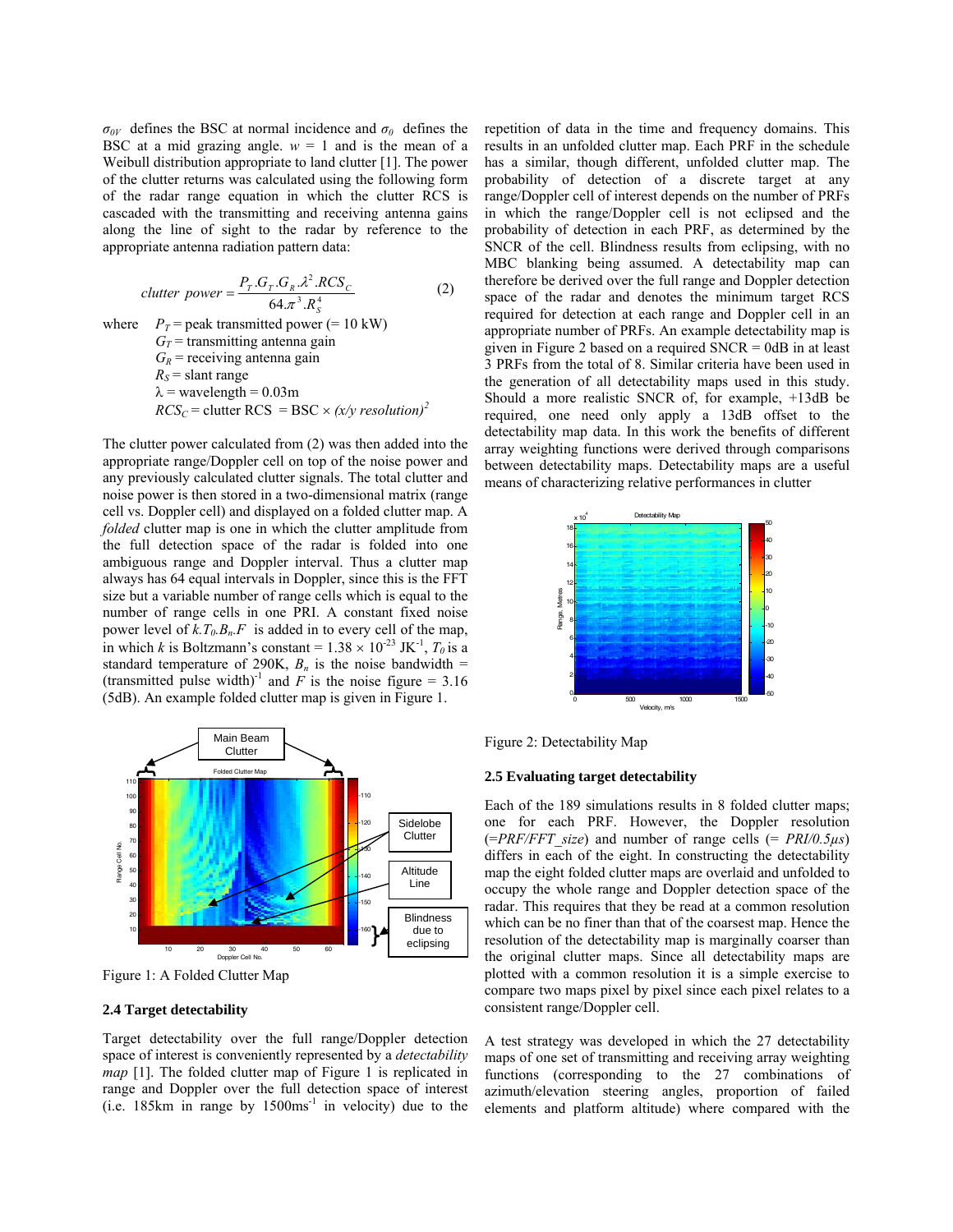$\sigma_{0V}$ defines the BSC at normal incidence and $\sigma_0$ defines the BSC at a mid grazing angle. $w = 1$ and is the mean of a Weibull distribution appropriate to land clutter [1]. The power of the clutter returns was calculated using the following form of the radar range equation in which the clutter RCS is cascaded with the transmitting and receiving antenna gains along the line of sight to the radar by reference to the appropriate antenna radiation pattern data:

$$clutter\ power = \frac{P_T.G_T.G_R.\lambda^2.RCS_C}{64.\pi^3.R_S^4} \quad (2)$$

where $P_T$ = peak transmitted power (= 10 kW)
$G_T$ = transmitting antenna gain
$G_R$ = receiving antenna gain
$R_S$ = slant range
$\lambda$ = wavelength = 0.03m
$RCS_C$ = clutter RCS = BSC × $(x/y\ resolution)^2$

The clutter power calculated from (2) was then added into the appropriate range/Doppler cell on top of the noise power and any previously calculated clutter signals. The total clutter and noise power is then stored in a two-dimensional matrix (range cell vs. Doppler cell) and displayed on a folded clutter map. A *folded* clutter map is one in which the clutter amplitude from the full detection space of the radar is folded into one ambiguous range and Doppler interval. Thus a clutter map always has 64 equal intervals in Doppler, since this is the FFT size but a variable number of range cells which is equal to the number of range cells in one PRI. A constant fixed noise power level of $k.T_0.B_n.F$ is added in to every cell of the map, in which $k$ is Boltzmann's constant = $1.38 \times 10^{-23}$ JK$^{-1}$, $T_0$ is a standard temperature of 290K, $B_n$ is the noise bandwidth = (transmitted pulse width)$^{-1}$ and $F$ is the noise figure = 3.16 (5dB). An example folded clutter map is given in Figure 1.

Figure 1: A Folded Clutter Map

### 2.4 Target detectability

Target detectability over the full range/Doppler detection space of interest is conveniently represented by a *detectability map* [1]. The folded clutter map of Figure 1 is replicated in range and Doppler over the full detection space of interest (i.e. 185km in range by 1500ms$^{-1}$ in velocity) due to the repetition of data in the time and frequency domains. This results in an unfolded clutter map. Each PRF in the schedule has a similar, though different, unfolded clutter map. The probability of detection of a discrete target at any range/Doppler cell of interest depends on the number of PRFs in which the range/Doppler cell is not eclipsed and the probability of detection in each PRF, as determined by the SNCR of the cell. Blindness results from eclipsing, with no MBC blanking being assumed. A detectability map can therefore be derived over the full range and Doppler detection space of the radar and denotes the minimum target RCS required for detection at each range and Doppler cell in an appropriate number of PRFs. An example detectability map is given in Figure 2 based on a required SNCR = 0dB in at least 3 PRFs from the total of 8. Similar criteria have been used in the generation of all detectability maps used in this study. Should a more realistic SNCR of, for example, +13dB be required, one need only apply a 13dB offset to the detectability map data. In this work the benefits of different array weighting functions were derived through comparisons between detectability maps. Detectability maps are a useful means of characterizing relative performances in clutter

Figure 2: Detectability Map

### 2.5 Evaluating target detectability

Each of the 189 simulations results in 8 folded clutter maps; one for each PRF. However, the Doppler resolution (=*PRF/FFT_size*) and number of range cells (= *PRI/0.5μs*) differs in each of the eight. In constructing the detectability map the eight folded clutter maps are overlaid and unfolded to occupy the whole range and Doppler detection space of the radar. This requires that they be read at a common resolution which can be no finer than that of the coarsest map. Hence the resolution of the detectability map is marginally coarser than the original clutter maps. Since all detectability maps are plotted with a common resolution it is a simple exercise to compare two maps pixel by pixel since each pixel relates to a consistent range/Doppler cell.

A test strategy was developed in which the 27 detectability maps of one set of transmitting and receiving array weighting functions (corresponding to the 27 combinations of azimuth/elevation steering angles, proportion of failed elements and platform altitude) where compared with the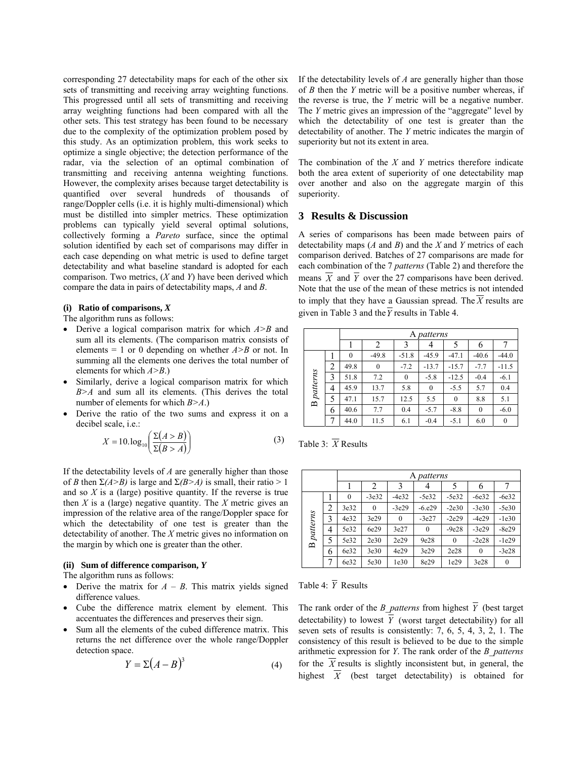corresponding 27 detectability maps for each of the other six sets of transmitting and receiving array weighting functions. This progressed until all sets of transmitting and receiving array weighting functions had been compared with all the other sets. This test strategy has been found to be necessary due to the complexity of the optimization problem posed by this study. As an optimization problem, this work seeks to optimize a single objective; the detection performance of the radar, via the selection of an optimal combination of transmitting and receiving antenna weighting functions. However, the complexity arises because target detectability is quantified over several hundreds of thousands of range/Doppler cells (i.e. it is highly multi-dimensional) which must be distilled into simpler metrics. These optimization problems can typically yield several optimal solutions, collectively forming a *Pareto* surface, since the optimal solution identified by each set of comparisons may differ in each case depending on what metric is used to define target detectability and what baseline standard is adopted for each comparison. Two metrics, ($X$ and $Y$) have been derived which compare the data in pairs of detectability maps, $A$ and $B$.

**(i) Ratio of comparisons, $X$**

The algorithm runs as follows:

- Derive a logical comparison matrix for which $A>B$ and sum all its elements. (The comparison matrix consists of elements = 1 or 0 depending on whether $A>B$ or not. In summing all the elements one derives the total number of elements for which $A>B$.)
- Similarly, derive a logical comparison matrix for which $B>A$ and sum all its elements. (This derives the total number of elements for which $B>A$.)
- Derive the ratio of the two sums and express it on a decibel scale, i.e.:

$$X = 10.\log_{10}\left(\frac{\Sigma(A>B)}{\Sigma(B>A)}\right) \quad (3)$$

If the detectability levels of $A$ are generally higher than those of $B$ then $\Sigma(A>B)$ is large and $\Sigma(B>A)$ is small, their ratio > 1 and so $X$ is a (large) positive quantity. If the reverse is true then $X$ is a (large) negative quantity. The $X$ metric gives an impression of the relative area of the range/Doppler space for which the detectability of one test is greater than the detectability of another. The $X$ metric gives no information on the margin by which one is greater than the other.

**(ii) Sum of difference comparison, $Y$**

The algorithm runs as follows:

- Derive the matrix for $A - B$. This matrix yields signed difference values.
- Cube the difference matrix element by element. This accentuates the differences and preserves their sign.
- Sum all the elements of the cubed difference matrix. This returns the net difference over the whole range/Doppler detection space.

$$Y = \Sigma(A-B)^3 \quad (4)$$

If the detectability levels of $A$ are generally higher than those of $B$ then the $Y$ metric will be a positive number whereas, if the reverse is true, the $Y$ metric will be a negative number. The $Y$ metric gives an impression of the "aggregate" level by which the detectability of one test is greater than the detectability of another. The $Y$ metric indicates the margin of superiority but not its extent in area.

The combination of the $X$ and $Y$ metrics therefore indicate both the area extent of superiority of one detectability map over another and also on the aggregate margin of this superiority.

## 3 Results & Discussion

A series of comparisons has been made between pairs of detectability maps ($A$ and $B$) and the $X$ and $Y$ metrics of each comparison derived. Batches of 27 comparisons are made for each combination of the 7 *patterns* (Table 2) and therefore the means $\overline{X}$ and $\overline{Y}$ over the 27 comparisons have been derived. Note that the use of the mean of these metrics is not intended to imply that they have a Gaussian spread. The $\overline{X}$ results are given in Table 3 and the $\overline{Y}$ results in Table 4.

| | | A *patterns* | | | | | | |
|---|---|---|---|---|---|---|---|---|
| | | 1 | 2 | 3 | 4 | 5 | 6 | 7 |
| B *patterns* | 1 | 0 | -49.8 | -51.8 | -45.9 | -47.1 | -40.6 | -44.0 |
| | 2 | 49.8 | 0 | -7.2 | -13.7 | -15.7 | -7.7 | -11.5 |
| | 3 | 51.8 | 7.2 | 0 | -5.8 | -12.5 | -0.4 | -6.1 |
| | 4 | 45.9 | 13.7 | 5.8 | 0 | -5.5 | 5.7 | 0.4 |
| | 5 | 47.1 | 15.7 | 12.5 | 5.5 | 0 | 8.8 | 5.1 |
| | 6 | 40.6 | 7.7 | 0.4 | -5.7 | -8.8 | 0 | -6.0 |
| | 7 | 44.0 | 11.5 | 6.1 | -0.4 | -5.1 | 6.0 | 0 |

Table 3: $\overline{X}$ Results

| | | A *patterns* | | | | | | |
|---|---|---|---|---|---|---|---|---|
| | | 1 | 2 | 3 | 4 | 5 | 6 | 7 |
| B *patterns* | 1 | 0 | -3e32 | -4e32 | -5e32 | -5e32 | -6e32 | -6e32 |
| | 2 | 3e32 | 0 | -3e29 | -6.e29 | -2e30 | -3e30 | -5e30 |
| | 3 | 4e32 | 3e29 | 0 | -3e27 | -2e29 | -4e29 | -1e30 |
| | 4 | 5e32 | 6e29 | 3e27 | 0 | -9e28 | -3e29 | -8e29 |
| | 5 | 5e32 | 2e30 | 2e29 | 9e28 | 0 | -2e28 | -1e29 |
| | 6 | 6e32 | 3e30 | 4e29 | 3e29 | 2e28 | 0 | -3e28 |
| | 7 | 6e32 | 5e30 | 1e30 | 8e29 | 1e29 | 3e28 | 0 |

Table 4: $\overline{Y}$ Results

The rank order of the *B_patterns* from highest $\overline{Y}$ (best target detectability) to lowest $\overline{Y}$ (worst target detectability) for all seven sets of results is consistently: 7, 6, 5, 4, 3, 2, 1. The consistency of this result is believed to be due to the simple arithmetic expression for $Y$. The rank order of the *B_patterns* for the $\overline{X}$ results is slightly inconsistent but, in general, the highest $\overline{X}$ (best target detectability) is obtained for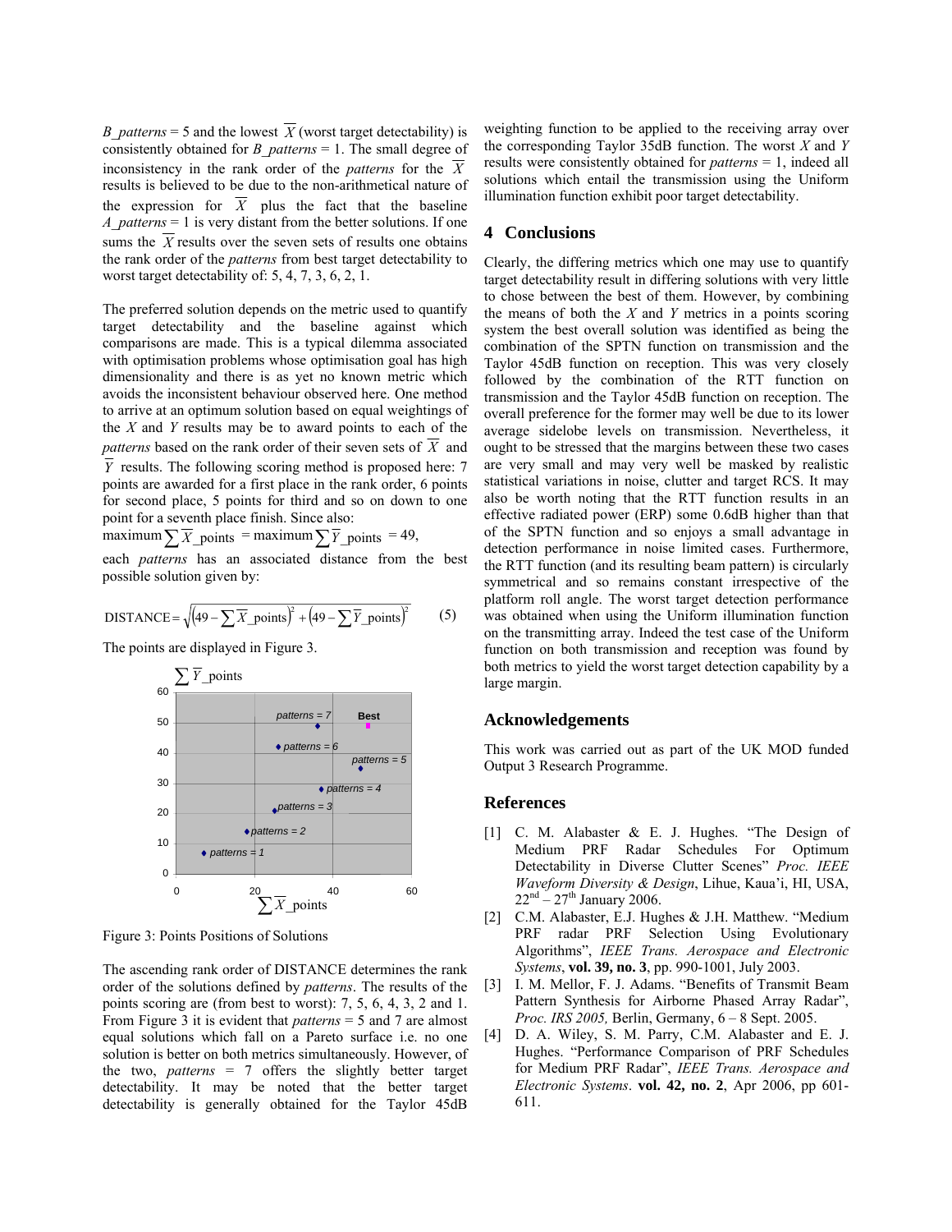*B_patterns* = 5 and the lowest $\overline{X}$ (worst target detectability) is consistently obtained for *B_patterns* = 1. The small degree of inconsistency in the rank order of the *patterns* for the $\overline{X}$ results is believed to be due to the non-arithmetical nature of the expression for $\overline{X}$ plus the fact that the baseline *A_patterns* = 1 is very distant from the better solutions. If one sums the $\overline{X}$ results over the seven sets of results one obtains the rank order of the *patterns* from best target detectability to worst target detectability of: 5, 4, 7, 3, 6, 2, 1.

The preferred solution depends on the metric used to quantify target detectability and the baseline against which comparisons are made. This is a typical dilemma associated with optimisation problems whose optimisation goal has high dimensionality and there is as yet no known metric which avoids the inconsistent behaviour observed here. One method to arrive at an optimum solution based on equal weightings of the *X* and *Y* results may be to award points to each of the *patterns* based on the rank order of their seven sets of $\overline{X}$ and $\overline{Y}$ results. The following scoring method is proposed here: 7 points are awarded for a first place in the rank order, 6 points for second place, 5 points for third and so on down to one point for a seventh place finish. Since also:

maximum $\sum \overline{X}$_points = maximum $\sum \overline{Y}$_points = 49,

each *patterns* has an associated distance from the best possible solution given by:

$$\text{DISTANCE} = \sqrt{\left(49 - \sum \overline{X}\_\text{points}\right)^2 + \left(49 - \sum \overline{Y}\_\text{points}\right)^2} \qquad (5)$$

The points are displayed in Figure 3.

$\sum \overline{Y}$_points
60
50
40
30
20
10
0
0
20
40
60
$\sum \overline{X}$_points
patterns = 7
Best
patterns = 6
patterns = 5
patterns = 4
patterns = 3
patterns = 2
patterns = 1

Figure 3: Points Positions of Solutions

The ascending rank order of DISTANCE determines the rank order of the solutions defined by *patterns*. The results of the points scoring are (from best to worst): 7, 5, 6, 4, 3, 2 and 1. From Figure 3 it is evident that *patterns* = 5 and 7 are almost equal solutions which fall on a Pareto surface i.e. no one solution is better on both metrics simultaneously. However, of the two, *patterns* = 7 offers the slightly better target detectability. It may be noted that the better target detectability is generally obtained for the Taylor 45dB weighting function to be applied to the receiving array over the corresponding Taylor 35dB function. The worst *X* and *Y* results were consistently obtained for *patterns* = 1, indeed all solutions which entail the transmission using the Uniform illumination function exhibit poor target detectability.

## 4 Conclusions

Clearly, the differing metrics which one may use to quantify target detectability result in differing solutions with very little to chose between the best of them. However, by combining the means of both the *X* and *Y* metrics in a points scoring system the best overall solution was identified as being the combination of the SPTN function on transmission and the Taylor 45dB function on reception. This was very closely followed by the combination of the RTT function on transmission and the Taylor 45dB function on reception. The overall preference for the former may well be due to its lower average sidelobe levels on transmission. Nevertheless, it ought to be stressed that the margins between these two cases are very small and may very well be masked by realistic statistical variations in noise, clutter and target RCS. It may also be worth noting that the RTT function results in an effective radiated power (ERP) some 0.6dB higher than that of the SPTN function and so enjoys a small advantage in detection performance in noise limited cases. Furthermore, the RTT function (and its resulting beam pattern) is circularly symmetrical and so remains constant irrespective of the platform roll angle. The worst target detection performance was obtained when using the Uniform illumination function on the transmitting array. Indeed the test case of the Uniform function on both transmission and reception was found by both metrics to yield the worst target detection capability by a large margin.

## Acknowledgements

This work was carried out as part of the UK MOD funded Output 3 Research Programme.

## References

[1] C. M. Alabaster & E. J. Hughes. "The Design of Medium PRF Radar Schedules For Optimum Detectability in Diverse Clutter Scenes" *Proc. IEEE Waveform Diversity & Design*, Lihue, Kaua'i, HI, USA, 22nd – 27th January 2006.

[2] C.M. Alabaster, E.J. Hughes & J.H. Matthew. "Medium PRF radar PRF Selection Using Evolutionary Algorithms", *IEEE Trans. Aerospace and Electronic Systems*, **vol. 39, no. 3**, pp. 990-1001, July 2003.

[3] I. M. Mellor, F. J. Adams. "Benefits of Transmit Beam Pattern Synthesis for Airborne Phased Array Radar", *Proc. IRS 2005,* Berlin, Germany, 6 – 8 Sept. 2005.

[4] D. A. Wiley, S. M. Parry, C.M. Alabaster and E. J. Hughes. "Performance Comparison of PRF Schedules for Medium PRF Radar", *IEEE Trans. Aerospace and Electronic Systems*. **vol. 42, no. 2**, Apr 2006, pp 601-611.